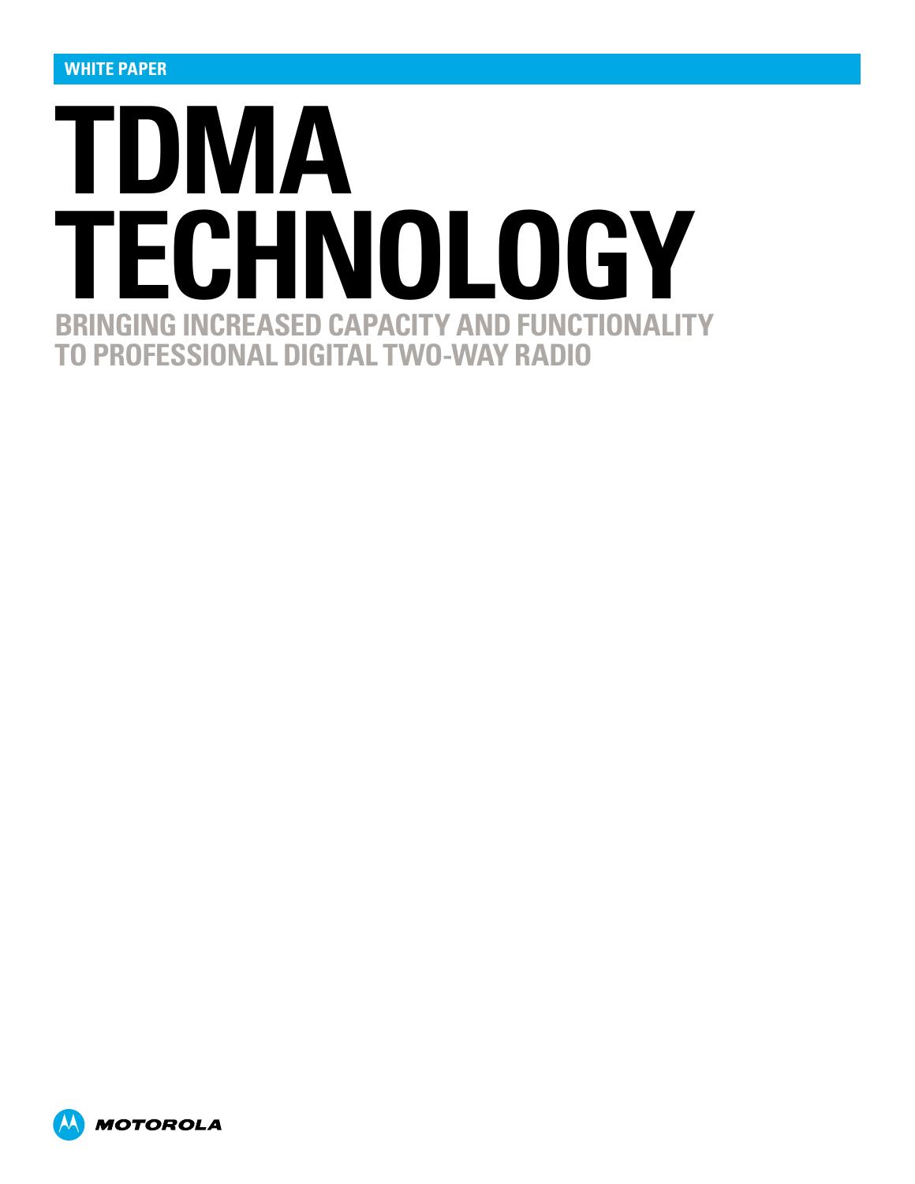WHITE PAPER

# TDMA TECHNOLOGY

## BRINGING INCREASED CAPACITY AND FUNCTIONALITY TO PROFESSIONAL DIGITAL TWO-WAY RADIO

MOTOROLA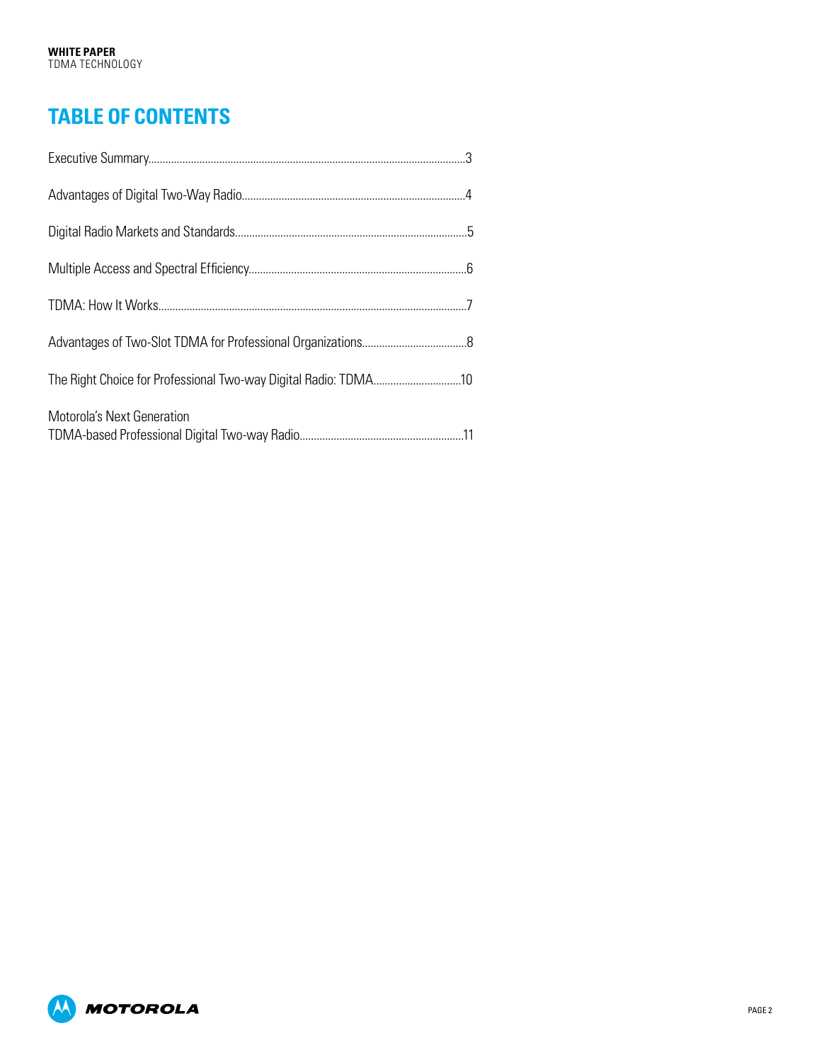# TABLE OF CONTENTS

Executive Summary............................................................3

Advantages of Digital Two-Way Radio............................................................4

Digital Radio Markets and Standards............................................................5

Multiple Access and Spectral Efficiency............................................................6

TDMA: How It Works............................................................7

Advantages of Two-Slot TDMA for Professional Organizations............................................................8

The Right Choice for Professional Two-way Digital Radio: TDMA............................................................10

Motorola's Next Generation
TDMA-based Professional Digital Two-way Radio............................................................11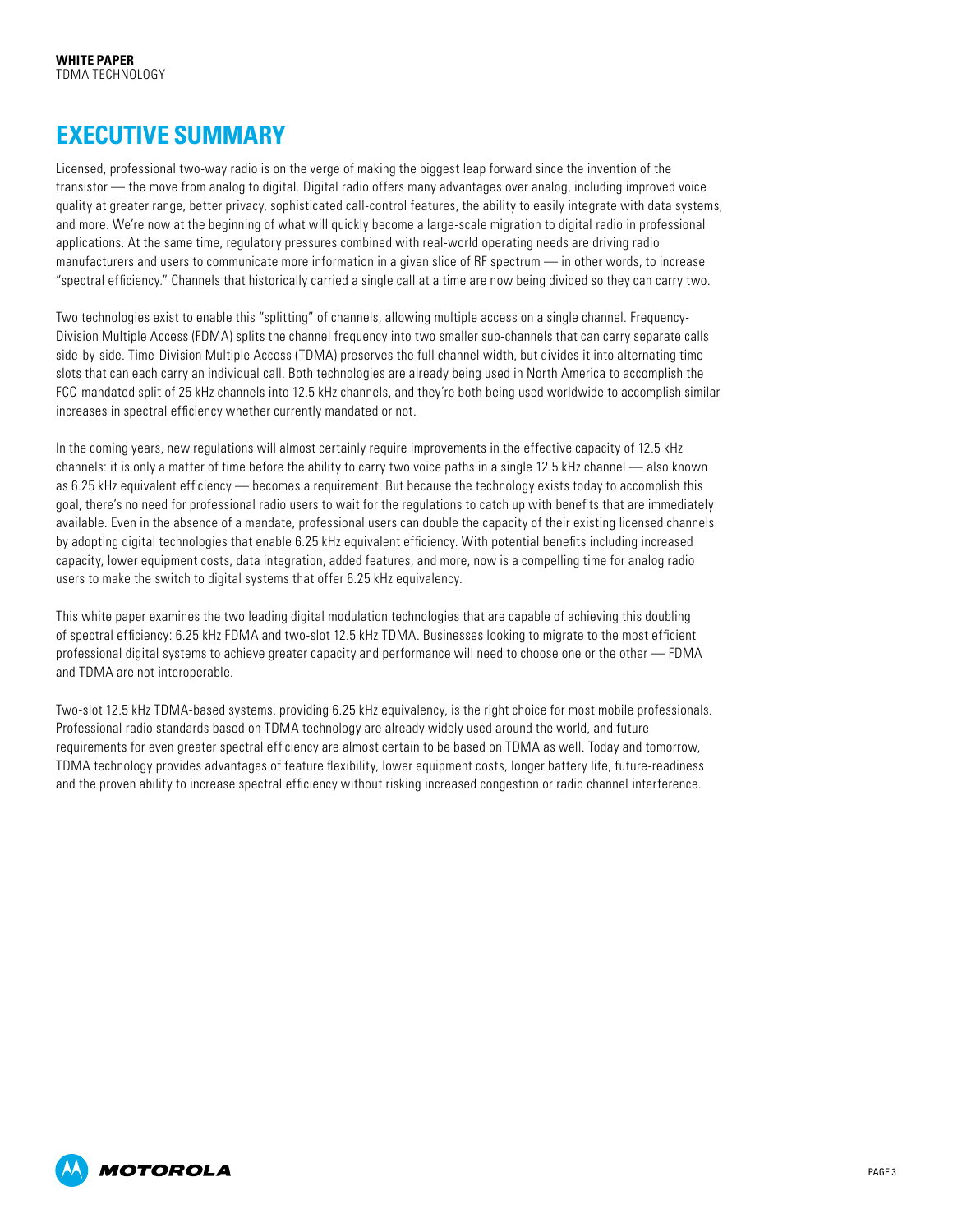# EXECUTIVE SUMMARY

Licensed, professional two-way radio is on the verge of making the biggest leap forward since the invention of the transistor — the move from analog to digital. Digital radio offers many advantages over analog, including improved voice quality at greater range, better privacy, sophisticated call-control features, the ability to easily integrate with data systems, and more. We're now at the beginning of what will quickly become a large-scale migration to digital radio in professional applications. At the same time, regulatory pressures combined with real-world operating needs are driving radio manufacturers and users to communicate more information in a given slice of RF spectrum — in other words, to increase "spectral efficiency." Channels that historically carried a single call at a time are now being divided so they can carry two.

Two technologies exist to enable this "splitting" of channels, allowing multiple access on a single channel. Frequency-Division Multiple Access (FDMA) splits the channel frequency into two smaller sub-channels that can carry separate calls side-by-side. Time-Division Multiple Access (TDMA) preserves the full channel width, but divides it into alternating time slots that can each carry an individual call. Both technologies are already being used in North America to accomplish the FCC-mandated split of 25 kHz channels into 12.5 kHz channels, and they're both being used worldwide to accomplish similar increases in spectral efficiency whether currently mandated or not.

In the coming years, new regulations will almost certainly require improvements in the effective capacity of 12.5 kHz channels: it is only a matter of time before the ability to carry two voice paths in a single 12.5 kHz channel — also known as 6.25 kHz equivalent efficiency — becomes a requirement. But because the technology exists today to accomplish this goal, there's no need for professional radio users to wait for the regulations to catch up with benefits that are immediately available. Even in the absence of a mandate, professional users can double the capacity of their existing licensed channels by adopting digital technologies that enable 6.25 kHz equivalent efficiency. With potential benefits including increased capacity, lower equipment costs, data integration, added features, and more, now is a compelling time for analog radio users to make the switch to digital systems that offer 6.25 kHz equivalency.

This white paper examines the two leading digital modulation technologies that are capable of achieving this doubling of spectral efficiency: 6.25 kHz FDMA and two-slot 12.5 kHz TDMA. Businesses looking to migrate to the most efficient professional digital systems to achieve greater capacity and performance will need to choose one or the other — FDMA and TDMA are not interoperable.

Two-slot 12.5 kHz TDMA-based systems, providing 6.25 kHz equivalency, is the right choice for most mobile professionals. Professional radio standards based on TDMA technology are already widely used around the world, and future requirements for even greater spectral efficiency are almost certain to be based on TDMA as well. Today and tomorrow, TDMA technology provides advantages of feature flexibility, lower equipment costs, longer battery life, future-readiness and the proven ability to increase spectral efficiency without risking increased congestion or radio channel interference.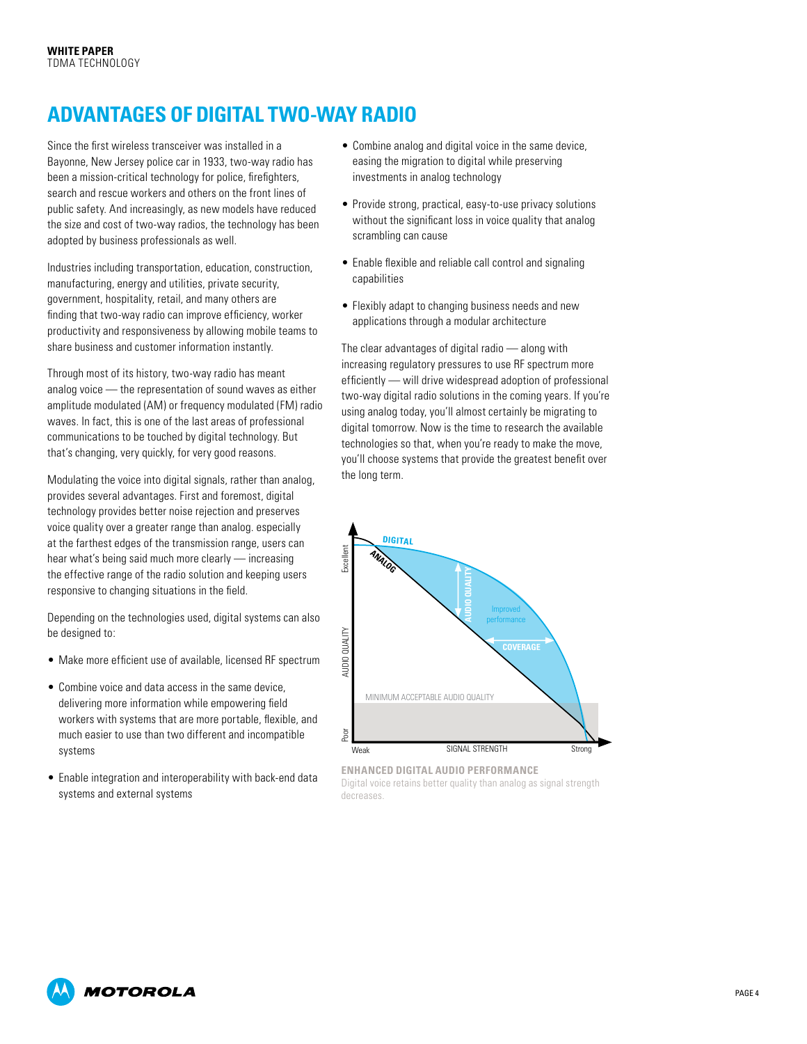# ADVANTAGES OF DIGITAL TWO-WAY RADIO

Since the first wireless transceiver was installed in a Bayonne, New Jersey police car in 1933, two-way radio has been a mission-critical technology for police, firefighters, search and rescue workers and others on the front lines of public safety. And increasingly, as new models have reduced the size and cost of two-way radios, the technology has been adopted by business professionals as well.

Industries including transportation, education, construction, manufacturing, energy and utilities, private security, government, hospitality, retail, and many others are finding that two-way radio can improve efficiency, worker productivity and responsiveness by allowing mobile teams to share business and customer information instantly.

Through most of its history, two-way radio has meant analog voice — the representation of sound waves as either amplitude modulated (AM) or frequency modulated (FM) radio waves. In fact, this is one of the last areas of professional communications to be touched by digital technology. But that's changing, very quickly, for very good reasons.

Modulating the voice into digital signals, rather than analog, provides several advantages. First and foremost, digital technology provides better noise rejection and preserves voice quality over a greater range than analog. especially at the farthest edges of the transmission range, users can hear what's being said much more clearly — increasing the effective range of the radio solution and keeping users responsive to changing situations in the field.

Depending on the technologies used, digital systems can also be designed to:

- Make more efficient use of available, licensed RF spectrum
- Combine voice and data access in the same device, delivering more information while empowering field workers with systems that are more portable, flexible, and much easier to use than two different and incompatible systems
- Enable integration and interoperability with back-end data systems and external systems
- Combine analog and digital voice in the same device, easing the migration to digital while preserving investments in analog technology
- Provide strong, practical, easy-to-use privacy solutions without the significant loss in voice quality that analog scrambling can cause
- Enable flexible and reliable call control and signaling capabilities
- Flexibly adapt to changing business needs and new applications through a modular architecture

The clear advantages of digital radio — along with increasing regulatory pressures to use RF spectrum more efficiently — will drive widespread adoption of professional two-way digital radio solutions in the coming years. If you're using analog today, you'll almost certainly be migrating to digital tomorrow. Now is the time to research the available technologies so that, when you're ready to make the move, you'll choose systems that provide the greatest benefit over the long term.

**ENHANCED DIGITAL AUDIO PERFORMANCE**
Digital voice retains better quality than analog as signal strength decreases.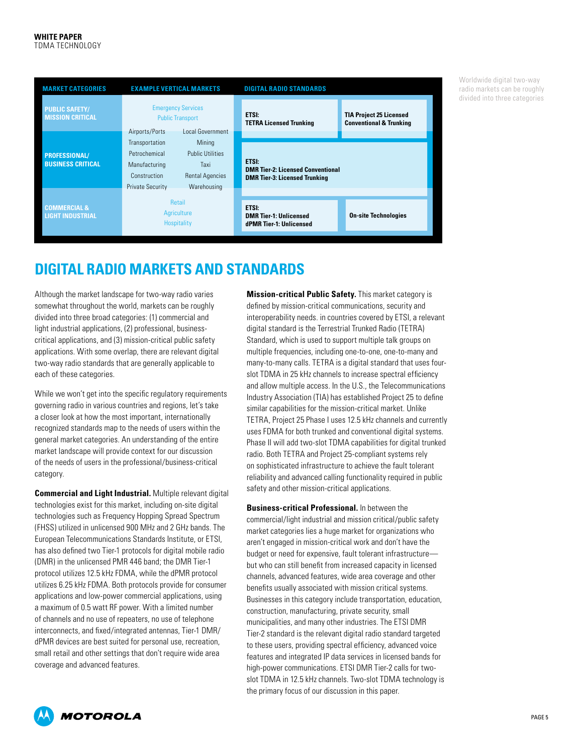| MARKET CATEGORIES | EXAMPLE VERTICAL MARKETS | DIGITAL RADIO STANDARDS | |
|---|---|---|---|
| PUBLIC SAFETY/ MISSION CRITICAL | Emergency Services, Public Transport | ETSI: TETRA Licensed Trunking | TIA Project 25 Licensed Conventional & Trunking |
| PROFESSIONAL/ BUSINESS CRITICAL | Airports/Ports, Local Government, Transportation, Mining, Petrochemical, Public Utilities, Manufacturing, Taxi, Construction, Rental Agencies, Private Security, Warehousing | ETSI: DMR Tier-2: Licensed Conventional; DMR Tier-3: Licensed Trunking | |
| COMMERCIAL & LIGHT INDUSTRIAL | Retail, Agriculture, Hospitality | ETSI: DMR Tier-1: Unlicensed; dPMR Tier-1: Unlicensed | On-site Technologies |

Worldwide digital two-way radio markets can be roughly divided into three categories

## DIGITAL RADIO MARKETS AND STANDARDS

Although the market landscape for two-way radio varies somewhat throughout the world, markets can be roughly divided into three broad categories: (1) commercial and light industrial applications, (2) professional, business-critical applications, and (3) mission-critical public safety applications. With some overlap, there are relevant digital two-way radio standards that are generally applicable to each of these categories.

While we won't get into the specific regulatory requirements governing radio in various countries and regions, let's take a closer look at how the most important, internationally recognized standards map to the needs of users within the general market categories. An understanding of the entire market landscape will provide context for our discussion of the needs of users in the professional/business-critical category.

**Commercial and Light Industrial.** Multiple relevant digital technologies exist for this market, including on-site digital technologies such as Frequency Hopping Spread Spectrum (FHSS) utilized in unlicensed 900 MHz and 2 GHz bands. The European Telecommunications Standards Institute, or ETSI, has also defined two Tier-1 protocols for digital mobile radio (DMR) in the unlicensed PMR 446 band; the DMR Tier-1 protocol utilizes 12.5 kHz FDMA, while the dPMR protocol utilizes 6.25 kHz FDMA. Both protocols provide for consumer applications and low-power commercial applications, using a maximum of 0.5 watt RF power. With a limited number of channels and no use of repeaters, no use of telephone interconnects, and fixed/integrated antennas, Tier-1 DMR/dPMR devices are best suited for personal use, recreation, small retail and other settings that don't require wide area coverage and advanced features.

**Mission-critical Public Safety.** This market category is defined by mission-critical communications, security and interoperability needs. in countries covered by ETSI, a relevant digital standard is the Terrestrial Trunked Radio (TETRA) Standard, which is used to support multiple talk groups on multiple frequencies, including one-to-one, one-to-many and many-to-many calls. TETRA is a digital standard that uses four-slot TDMA in 25 kHz channels to increase spectral efficiency and allow multiple access. In the U.S., the Telecommunications Industry Association (TIA) has established Project 25 to define similar capabilities for the mission-critical market. Unlike TETRA, Project 25 Phase I uses 12.5 kHz channels and currently uses FDMA for both trunked and conventional digital systems. Phase II will add two-slot TDMA capabilities for digital trunked radio. Both TETRA and Project 25-compliant systems rely on sophisticated infrastructure to achieve the fault tolerant reliability and advanced calling functionality required in public safety and other mission-critical applications.

**Business-critical Professional.** In between the commercial/light industrial and mission critical/public safety market categories lies a huge market for organizations who aren't engaged in mission-critical work and don't have the budget or need for expensive, fault tolerant infrastructure—but who can still benefit from increased capacity in licensed channels, advanced features, wide area coverage and other benefits usually associated with mission critical systems. Businesses in this category include transportation, education, construction, manufacturing, private security, small municipalities, and many other industries. The ETSI DMR Tier-2 standard is the relevant digital radio standard targeted to these users, providing spectral efficiency, advanced voice features and integrated IP data services in licensed bands for high-power communications. ETSI DMR Tier-2 calls for two-slot TDMA in 12.5 kHz channels. Two-slot TDMA technology is the primary focus of our discussion in this paper.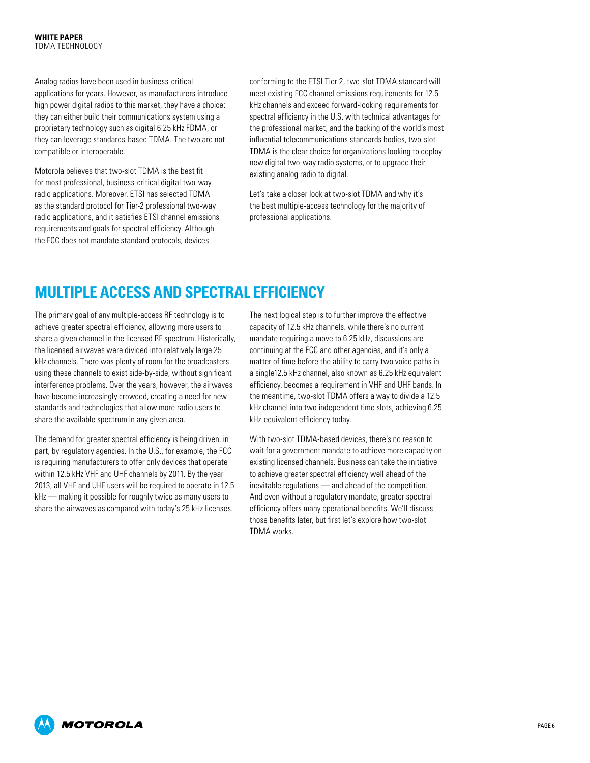Analog radios have been used in business-critical applications for years. However, as manufacturers introduce high power digital radios to this market, they have a choice: they can either build their communications system using a proprietary technology such as digital 6.25 kHz FDMA, or they can leverage standards-based TDMA. The two are not compatible or interoperable.

Motorola believes that two-slot TDMA is the best fit for most professional, business-critical digital two-way radio applications. Moreover, ETSI has selected TDMA as the standard protocol for Tier-2 professional two-way radio applications, and it satisfies ETSI channel emissions requirements and goals for spectral efficiency. Although the FCC does not mandate standard protocols, devices conforming to the ETSI Tier-2, two-slot TDMA standard will meet existing FCC channel emissions requirements for 12.5 kHz channels and exceed forward-looking requirements for spectral efficiency in the U.S. with technical advantages for the professional market, and the backing of the world's most influential telecommunications standards bodies, two-slot TDMA is the clear choice for organizations looking to deploy new digital two-way radio systems, or to upgrade their existing analog radio to digital.

Let's take a closer look at two-slot TDMA and why it's the best multiple-access technology for the majority of professional applications.

# MULTIPLE ACCESS AND SPECTRAL EFFICIENCY

The primary goal of any multiple-access RF technology is to achieve greater spectral efficiency, allowing more users to share a given channel in the licensed RF spectrum. Historically, the licensed airwaves were divided into relatively large 25 kHz channels. There was plenty of room for the broadcasters using these channels to exist side-by-side, without significant interference problems. Over the years, however, the airwaves have become increasingly crowded, creating a need for new standards and technologies that allow more radio users to share the available spectrum in any given area.

The demand for greater spectral efficiency is being driven, in part, by regulatory agencies. In the U.S., for example, the FCC is requiring manufacturers to offer only devices that operate within 12.5 kHz VHF and UHF channels by 2011. By the year 2013, all VHF and UHF users will be required to operate in 12.5 kHz — making it possible for roughly twice as many users to share the airwaves as compared with today's 25 kHz licenses.

The next logical step is to further improve the effective capacity of 12.5 kHz channels. while there's no current mandate requiring a move to 6.25 kHz, discussions are continuing at the FCC and other agencies, and it's only a matter of time before the ability to carry two voice paths in a single12.5 kHz channel, also known as 6.25 kHz equivalent efficiency, becomes a requirement in VHF and UHF bands. In the meantime, two-slot TDMA offers a way to divide a 12.5 kHz channel into two independent time slots, achieving 6.25 kHz-equivalent efficiency today.

With two-slot TDMA-based devices, there's no reason to wait for a government mandate to achieve more capacity on existing licensed channels. Business can take the initiative to achieve greater spectral efficiency well ahead of the inevitable regulations — and ahead of the competition. And even without a regulatory mandate, greater spectral efficiency offers many operational benefits. We'll discuss those benefits later, but first let's explore how two-slot TDMA works.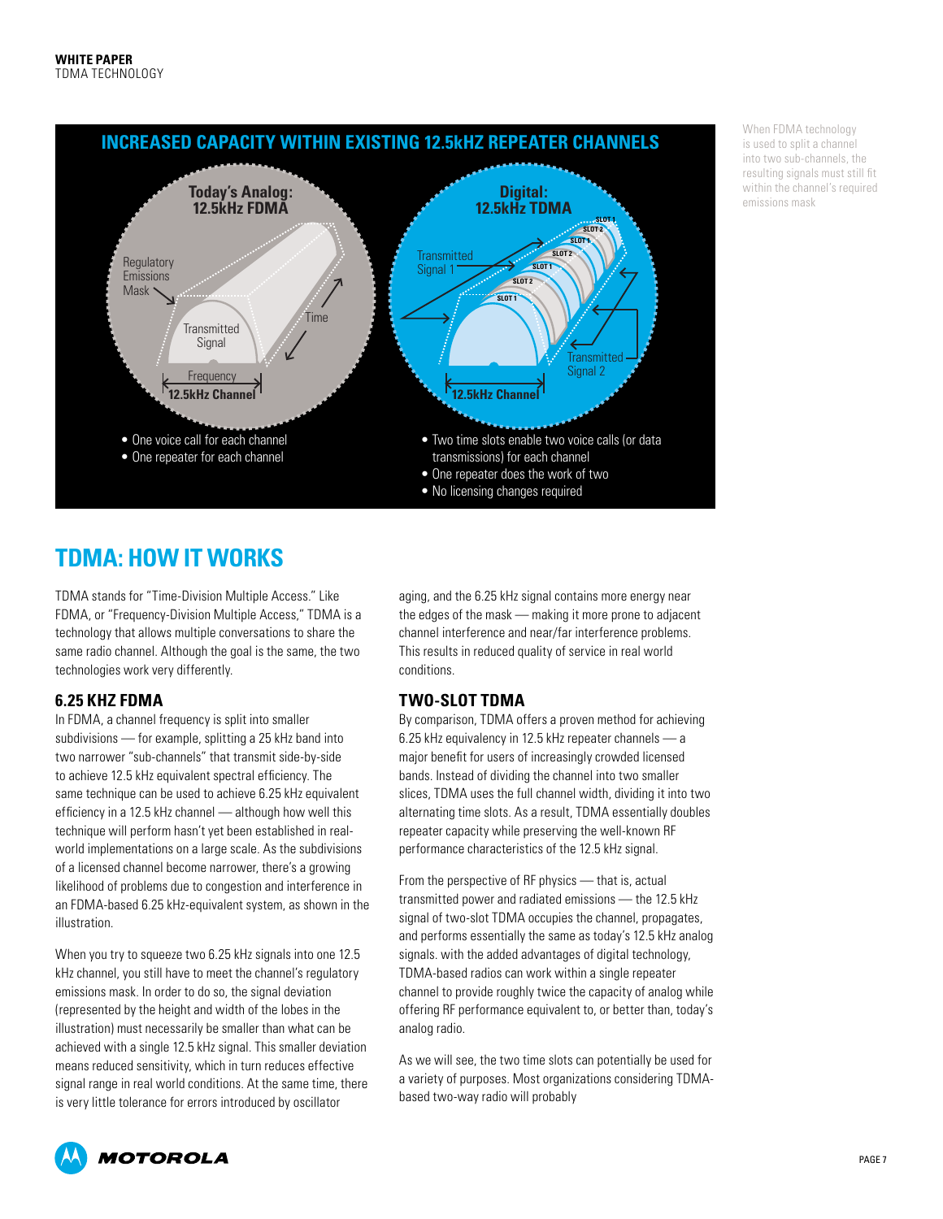## INCREASED CAPACITY WITHIN EXISTING 12.5kHZ REPEATER CHANNELS

**Today's Analog: 12.5kHz FDMA**

Regulatory Emissions Mask

Transmitted Signal

Time

Frequency

**12.5kHz Channel**

- One voice call for each channel
- One repeater for each channel

**Digital: 12.5kHz TDMA**

Transmitted Signal 1

Transmitted Signal 2

SLOT 1, SLOT 2, SLOT 1, SLOT 2, SLOT 1, SLOT 2, SLOT 1

**12.5kHz Channel**

- Two time slots enable two voice calls (or data transmissions) for each channel
- One repeater does the work of two
- No licensing changes required

When FDMA technology is used to split a channel into two sub-channels, the resulting signals must still fit within the channel's required emissions mask

# TDMA: HOW IT WORKS

TDMA stands for "Time-Division Multiple Access." Like FDMA, or "Frequency-Division Multiple Access," TDMA is a technology that allows multiple conversations to share the same radio channel. Although the goal is the same, the two technologies work very differently.

### 6.25 KHZ FDMA

In FDMA, a channel frequency is split into smaller subdivisions — for example, splitting a 25 kHz band into two narrower "sub-channels" that transmit side-by-side to achieve 12.5 kHz equivalent spectral efficiency. The same technique can be used to achieve 6.25 kHz equivalent efficiency in a 12.5 kHz channel — although how well this technique will perform hasn't yet been established in real-world implementations on a large scale. As the subdivisions of a licensed channel become narrower, there's a growing likelihood of problems due to congestion and interference in an FDMA-based 6.25 kHz-equivalent system, as shown in the illustration.

When you try to squeeze two 6.25 kHz signals into one 12.5 kHz channel, you still have to meet the channel's regulatory emissions mask. In order to do so, the signal deviation (represented by the height and width of the lobes in the illustration) must necessarily be smaller than what can be achieved with a single 12.5 kHz signal. This smaller deviation means reduced sensitivity, which in turn reduces effective signal range in real world conditions. At the same time, there is very little tolerance for errors introduced by oscillator aging, and the 6.25 kHz signal contains more energy near the edges of the mask — making it more prone to adjacent channel interference and near/far interference problems. This results in reduced quality of service in real world conditions.

### TWO-SLOT TDMA

By comparison, TDMA offers a proven method for achieving 6.25 kHz equivalency in 12.5 kHz repeater channels — a major benefit for users of increasingly crowded licensed bands. Instead of dividing the channel into two smaller slices, TDMA uses the full channel width, dividing it into two alternating time slots. As a result, TDMA essentially doubles repeater capacity while preserving the well-known RF performance characteristics of the 12.5 kHz signal.

From the perspective of RF physics — that is, actual transmitted power and radiated emissions — the 12.5 kHz signal of two-slot TDMA occupies the channel, propagates, and performs essentially the same as today's 12.5 kHz analog signals. with the added advantages of digital technology, TDMA-based radios can work within a single repeater channel to provide roughly twice the capacity of analog while offering RF performance equivalent to, or better than, today's analog radio.

As we will see, the two time slots can potentially be used for a variety of purposes. Most organizations considering TDMA-based two-way radio will probably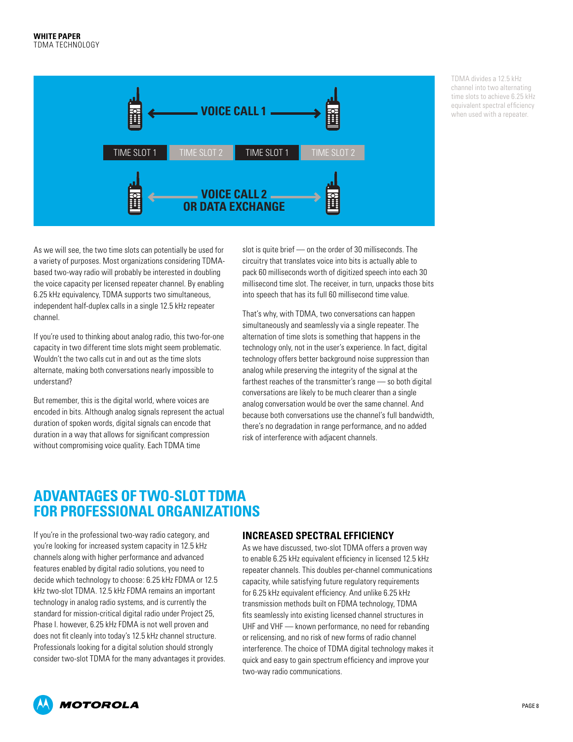VOICE CALL 1

TIME SLOT 1 | TIME SLOT 2 | TIME SLOT 1 | TIME SLOT 2

VOICE CALL 2 OR DATA EXCHANGE

TDMA divides a 12.5 kHz channel into two alternating time slots to achieve 6.25 kHz equivalent spectral efficiency when used with a repeater.

As we will see, the two time slots can potentially be used for a variety of purposes. Most organizations considering TDMA-based two-way radio will probably be interested in doubling the voice capacity per licensed repeater channel. By enabling 6.25 kHz equivalency, TDMA supports two simultaneous, independent half-duplex calls in a single 12.5 kHz repeater channel.

If you're used to thinking about analog radio, this two-for-one capacity in two different time slots might seem problematic. Wouldn't the two calls cut in and out as the time slots alternate, making both conversations nearly impossible to understand?

But remember, this is the digital world, where voices are encoded in bits. Although analog signals represent the actual duration of spoken words, digital signals can encode that duration in a way that allows for significant compression without compromising voice quality. Each TDMA time slot is quite brief — on the order of 30 milliseconds. The circuitry that translates voice into bits is actually able to pack 60 milliseconds worth of digitized speech into each 30 millisecond time slot. The receiver, in turn, unpacks those bits into speech that has its full 60 millisecond time value.

That's why, with TDMA, two conversations can happen simultaneously and seamlessly via a single repeater. The alternation of time slots is something that happens in the technology only, not in the user's experience. In fact, digital technology offers better background noise suppression than analog while preserving the integrity of the signal at the farthest reaches of the transmitter's range — so both digital conversations are likely to be much clearer than a single analog conversation would be over the same channel. And because both conversations use the channel's full bandwidth, there's no degradation in range performance, and no added risk of interference with adjacent channels.

## ADVANTAGES OF TWO-SLOT TDMA FOR PROFESSIONAL ORGANIZATIONS

If you're in the professional two-way radio category, and you're looking for increased system capacity in 12.5 kHz channels along with higher performance and advanced features enabled by digital radio solutions, you need to decide which technology to choose: 6.25 kHz FDMA or 12.5 kHz two-slot TDMA. 12.5 kHz FDMA remains an important technology in analog radio systems, and is currently the standard for mission-critical digital radio under Project 25, Phase I. however, 6.25 kHz FDMA is not well proven and does not fit cleanly into today's 12.5 kHz channel structure. Professionals looking for a digital solution should strongly consider two-slot TDMA for the many advantages it provides.

### INCREASED SPECTRAL EFFICIENCY

As we have discussed, two-slot TDMA offers a proven way to enable 6.25 kHz equivalent efficiency in licensed 12.5 kHz repeater channels. This doubles per-channel communications capacity, while satisfying future regulatory requirements for 6.25 kHz equivalent efficiency. And unlike 6.25 kHz transmission methods built on FDMA technology, TDMA fits seamlessly into existing licensed channel structures in UHF and VHF — known performance, no need for rebanding or relicensing, and no risk of new forms of radio channel interference. The choice of TDMA digital technology makes it quick and easy to gain spectrum efficiency and improve your two-way radio communications.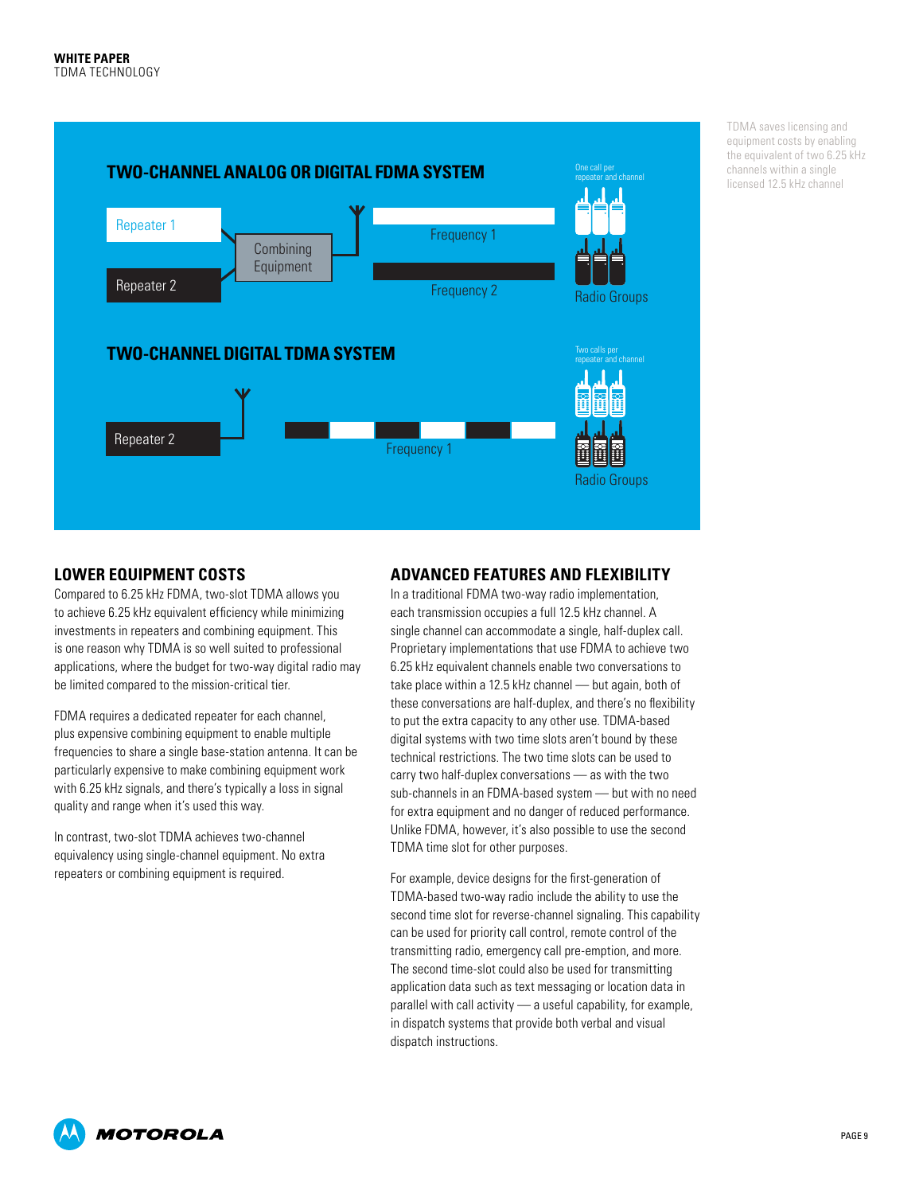## TWO-CHANNEL ANALOG OR DIGITAL FDMA SYSTEM

Repeater 1

Repeater 2

Combining Equipment

Frequency 1

Frequency 2

One call per repeater and channel

Radio Groups

## TWO-CHANNEL DIGITAL TDMA SYSTEM

Repeater 2

Frequency 1

Two calls per repeater and channel

Radio Groups

TDMA saves licensing and equipment costs by enabling the equivalent of two 6.25 kHz channels within a single licensed 12.5 kHz channel

## LOWER EQUIPMENT COSTS

Compared to 6.25 kHz FDMA, two-slot TDMA allows you to achieve 6.25 kHz equivalent efficiency while minimizing investments in repeaters and combining equipment. This is one reason why TDMA is so well suited to professional applications, where the budget for two-way digital radio may be limited compared to the mission-critical tier.

FDMA requires a dedicated repeater for each channel, plus expensive combining equipment to enable multiple frequencies to share a single base-station antenna. It can be particularly expensive to make combining equipment work with 6.25 kHz signals, and there's typically a loss in signal quality and range when it's used this way.

In contrast, two-slot TDMA achieves two-channel equivalency using single-channel equipment. No extra repeaters or combining equipment is required.

## ADVANCED FEATURES AND FLEXIBILITY

In a traditional FDMA two-way radio implementation, each transmission occupies a full 12.5 kHz channel. A single channel can accommodate a single, half-duplex call. Proprietary implementations that use FDMA to achieve two 6.25 kHz equivalent channels enable two conversations to take place within a 12.5 kHz channel — but again, both of these conversations are half-duplex, and there's no flexibility to put the extra capacity to any other use. TDMA-based digital systems with two time slots aren't bound by these technical restrictions. The two time slots can be used to carry two half-duplex conversations — as with the two sub-channels in an FDMA-based system — but with no need for extra equipment and no danger of reduced performance. Unlike FDMA, however, it's also possible to use the second TDMA time slot for other purposes.

For example, device designs for the first-generation of TDMA-based two-way radio include the ability to use the second time slot for reverse-channel signaling. This capability can be used for priority call control, remote control of the transmitting radio, emergency call pre-emption, and more. The second time-slot could also be used for transmitting application data such as text messaging or location data in parallel with call activity — a useful capability, for example, in dispatch systems that provide both verbal and visual dispatch instructions.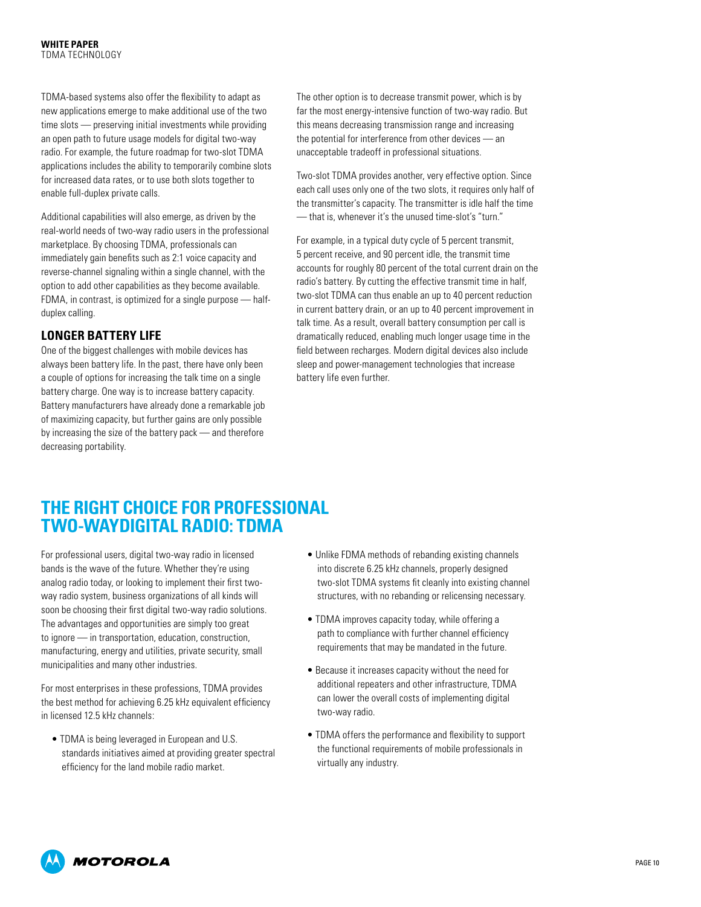TDMA-based systems also offer the flexibility to adapt as new applications emerge to make additional use of the two time slots — preserving initial investments while providing an open path to future usage models for digital two-way radio. For example, the future roadmap for two-slot TDMA applications includes the ability to temporarily combine slots for increased data rates, or to use both slots together to enable full-duplex private calls.

Additional capabilities will also emerge, as driven by the real-world needs of two-way radio users in the professional marketplace. By choosing TDMA, professionals can immediately gain benefits such as 2:1 voice capacity and reverse-channel signaling within a single channel, with the option to add other capabilities as they become available. FDMA, in contrast, is optimized for a single purpose — half-duplex calling.

### LONGER BATTERY LIFE

One of the biggest challenges with mobile devices has always been battery life. In the past, there have only been a couple of options for increasing the talk time on a single battery charge. One way is to increase battery capacity. Battery manufacturers have already done a remarkable job of maximizing capacity, but further gains are only possible by increasing the size of the battery pack — and therefore decreasing portability.

The other option is to decrease transmit power, which is by far the most energy-intensive function of two-way radio. But this means decreasing transmission range and increasing the potential for interference from other devices — an unacceptable tradeoff in professional situations.

Two-slot TDMA provides another, very effective option. Since each call uses only one of the two slots, it requires only half of the transmitter's capacity. The transmitter is idle half the time — that is, whenever it's the unused time-slot's "turn."

For example, in a typical duty cycle of 5 percent transmit, 5 percent receive, and 90 percent idle, the transmit time accounts for roughly 80 percent of the total current drain on the radio's battery. By cutting the effective transmit time in half, two-slot TDMA can thus enable an up to 40 percent reduction in current battery drain, or an up to 40 percent improvement in talk time. As a result, overall battery consumption per call is dramatically reduced, enabling much longer usage time in the field between recharges. Modern digital devices also include sleep and power-management technologies that increase battery life even further.

## THE RIGHT CHOICE FOR PROFESSIONAL TWO-WAYDIGITAL RADIO: TDMA

For professional users, digital two-way radio in licensed bands is the wave of the future. Whether they're using analog radio today, or looking to implement their first two-way radio system, business organizations of all kinds will soon be choosing their first digital two-way radio solutions. The advantages and opportunities are simply too great to ignore — in transportation, education, construction, manufacturing, energy and utilities, private security, small municipalities and many other industries.

For most enterprises in these professions, TDMA provides the best method for achieving 6.25 kHz equivalent efficiency in licensed 12.5 kHz channels:

- TDMA is being leveraged in European and U.S. standards initiatives aimed at providing greater spectral efficiency for the land mobile radio market.
- Unlike FDMA methods of rebanding existing channels into discrete 6.25 kHz channels, properly designed two-slot TDMA systems fit cleanly into existing channel structures, with no rebanding or relicensing necessary.
- TDMA improves capacity today, while offering a path to compliance with further channel efficiency requirements that may be mandated in the future.
- Because it increases capacity without the need for additional repeaters and other infrastructure, TDMA can lower the overall costs of implementing digital two-way radio.
- TDMA offers the performance and flexibility to support the functional requirements of mobile professionals in virtually any industry.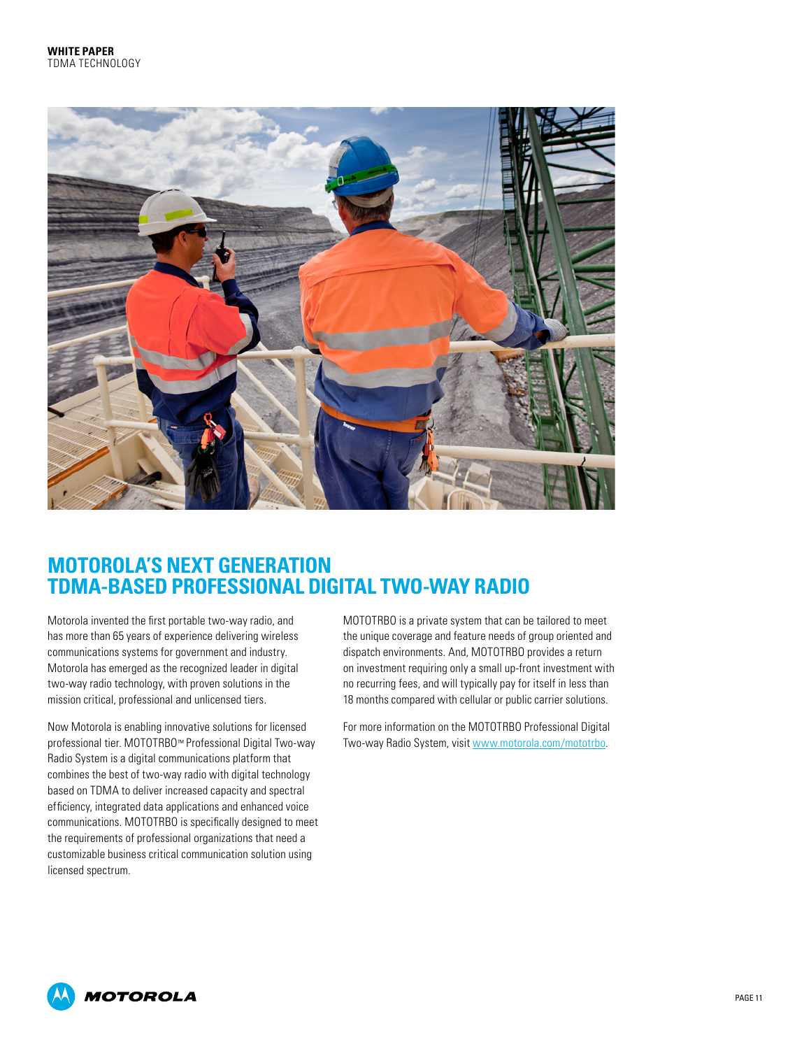# MOTOROLA'S NEXT GENERATION TDMA-BASED PROFESSIONAL DIGITAL TWO-WAY RADIO

Motorola invented the first portable two-way radio, and has more than 65 years of experience delivering wireless communications systems for government and industry. Motorola has emerged as the recognized leader in digital two-way radio technology, with proven solutions in the mission critical, professional and unlicensed tiers.

Now Motorola is enabling innovative solutions for licensed professional tier. MOTOTRBO™ Professional Digital Two-way Radio System is a digital communications platform that combines the best of two-way radio with digital technology based on TDMA to deliver increased capacity and spectral efficiency, integrated data applications and enhanced voice communications. MOTOTRBO is specifically designed to meet the requirements of professional organizations that need a customizable business critical communication solution using licensed spectrum.

MOTOTRBO is a private system that can be tailored to meet the unique coverage and feature needs of group oriented and dispatch environments. And, MOTOTRBO provides a return on investment requiring only a small up-front investment with no recurring fees, and will typically pay for itself in less than 18 months compared with cellular or public carrier solutions.

For more information on the MOTOTRBO Professional Digital Two-way Radio System, visit www.motorola.com/mototrbo.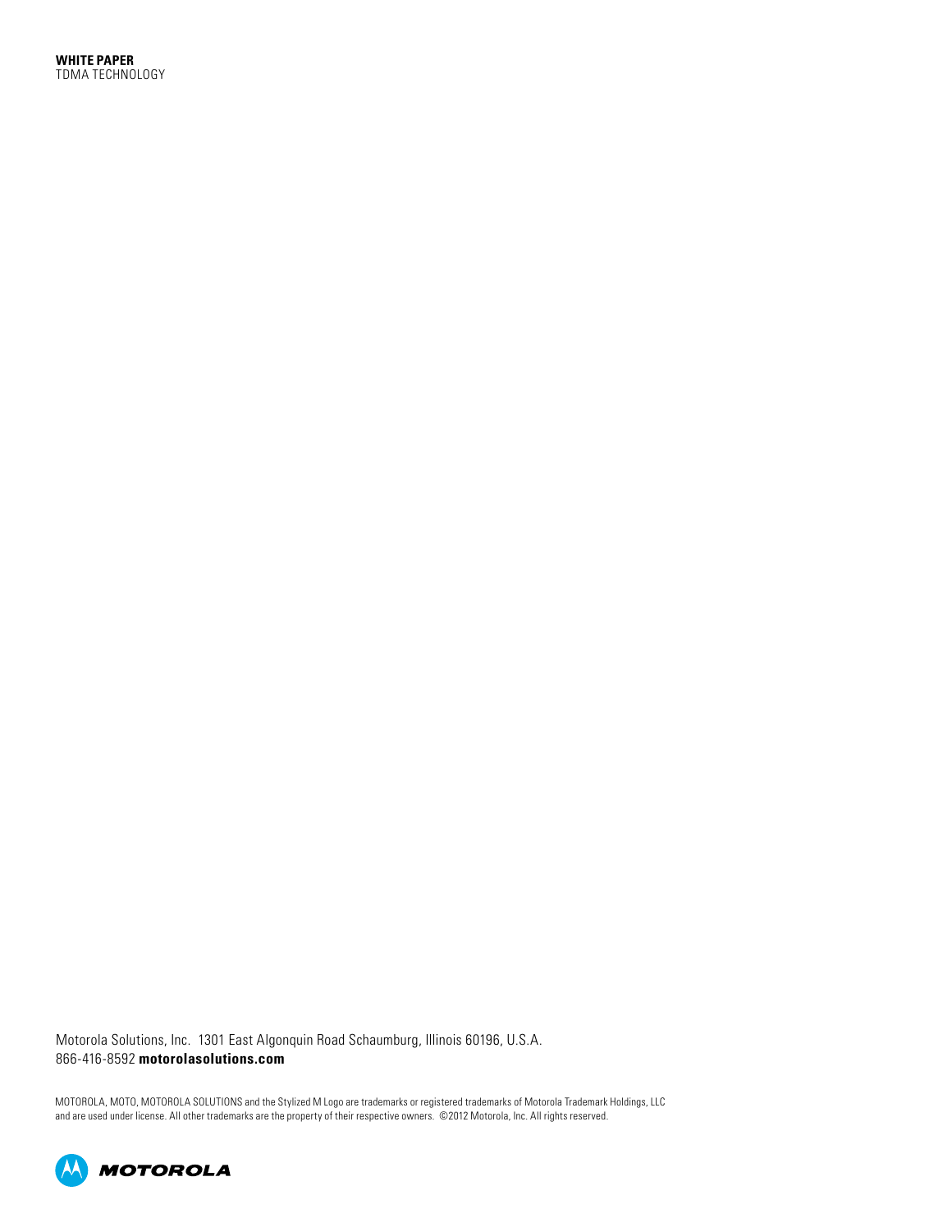Motorola Solutions, Inc. 1301 East Algonquin Road Schaumburg, Illinois 60196, U.S.A.
866-416-8592 **motorolasolutions.com**

MOTOROLA, MOTO, MOTOROLA SOLUTIONS and the Stylized M Logo are trademarks or registered trademarks of Motorola Trademark Holdings, LLC and are used under license. All other trademarks are the property of their respective owners. ©2012 Motorola, Inc. All rights reserved.

MOTOROLA